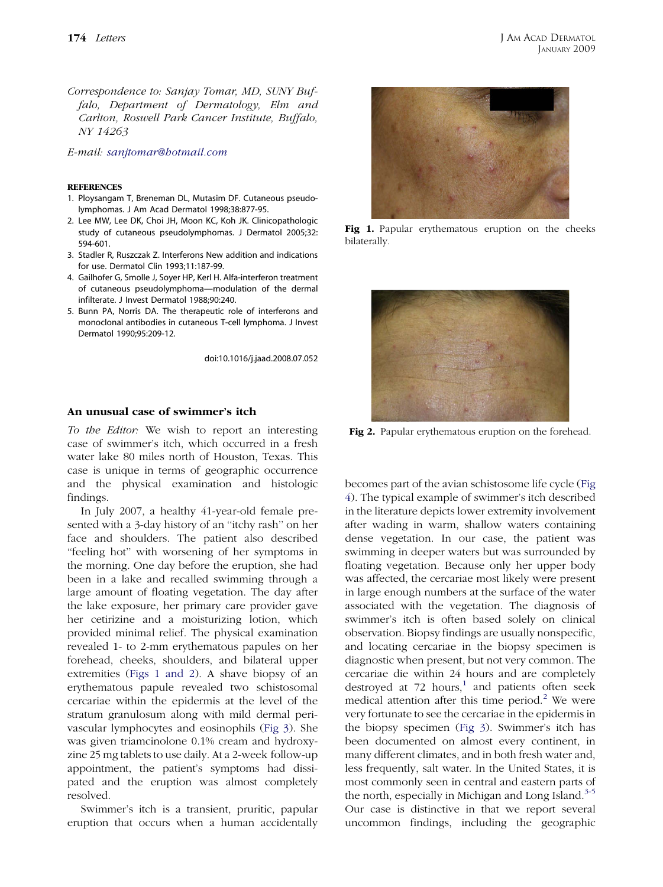*Correspondence to: Sanjay Tomar, MD, SUNY Buffalo, Department of Dermatology, Elm and Carlton, Roswell Park Cancer Institute, Buffalo, NY 14263*

*E-mail: sanjtomar@hotmail.com*

**REFERENCES**

1. Ploysangam T, Breneman DL, Mutasim DF. Cutaneous pseudolymphomas. J Am Acad Dermatol 1998;38:877-95.
2. Lee MW, Lee DK, Choi JH, Moon KC, Koh JK. Clinicopathologic study of cutaneous pseudolymphomas. J Dermatol 2005;32:594-601.
3. Stadler R, Ruszczak Z. Interferons New addition and indications for use. Dermatol Clin 1993;11:187-99.
4. Gailhofer G, Smolle J, Soyer HP, Kerl H. Alfa-interferon treatment of cutaneous pseudolymphoma—modulation of the dermal infilterate. J Invest Dermatol 1988;90:240.
5. Bunn PA, Norris DA. The therapeutic role of interferons and monoclonal antibodies in cutaneous T-cell lymphoma. J Invest Dermatol 1990;95:209-12.

doi:10.1016/j.jaad.2008.07.052

## An unusual case of swimmer's itch

*To the Editor:* We wish to report an interesting case of swimmer's itch, which occurred in a fresh water lake 80 miles north of Houston, Texas. This case is unique in terms of geographic occurrence and the physical examination and histologic findings.

In July 2007, a healthy 41-year-old female presented with a 3-day history of an "itchy rash" on her face and shoulders. The patient also described "feeling hot" with worsening of her symptoms in the morning. One day before the eruption, she had been in a lake and recalled swimming through a large amount of floating vegetation. The day after the lake exposure, her primary care provider gave her cetirizine and a moisturizing lotion, which provided minimal relief. The physical examination revealed 1- to 2-mm erythematous papules on her forehead, cheeks, shoulders, and bilateral upper extremities (Figs 1 and 2). A shave biopsy of an erythematous papule revealed two schistosomal cercariae within the epidermis at the level of the stratum granulosum along with mild dermal perivascular lymphocytes and eosinophils (Fig 3). She was given triamcinolone 0.1% cream and hydroxyzine 25 mg tablets to use daily. At a 2-week follow-up appointment, the patient's symptoms had dissipated and the eruption was almost completely resolved.

Swimmer's itch is a transient, pruritic, papular eruption that occurs when a human accidentally becomes part of the avian schistosome life cycle (Fig 4). The typical example of swimmer's itch described in the literature depicts lower extremity involvement after wading in warm, shallow waters containing dense vegetation. In our case, the patient was swimming in deeper waters but was surrounded by floating vegetation. Because only her upper body was affected, the cercariae most likely were present in large enough numbers at the surface of the water associated with the vegetation. The diagnosis of swimmer's itch is often based solely on clinical observation. Biopsy findings are usually nonspecific, and locating cercariae in the biopsy specimen is diagnostic when present, but not very common. The cercariae die within 24 hours and are completely destroyed at 72 hours,[1] and patients often seek medical attention after this time period.[2] We were very fortunate to see the cercariae in the epidermis in the biopsy specimen (Fig 3). Swimmer's itch has been documented on almost every continent, in many different climates, and in both fresh water and, less frequently, salt water. In the United States, it is most commonly seen in central and eastern parts of the north, especially in Michigan and Long Island.[3-5] Our case is distinctive in that we report several uncommon findings, including the geographic

**Fig 1.** Papular erythematous eruption on the cheeks bilaterally.

**Fig 2.** Papular erythematous eruption on the forehead.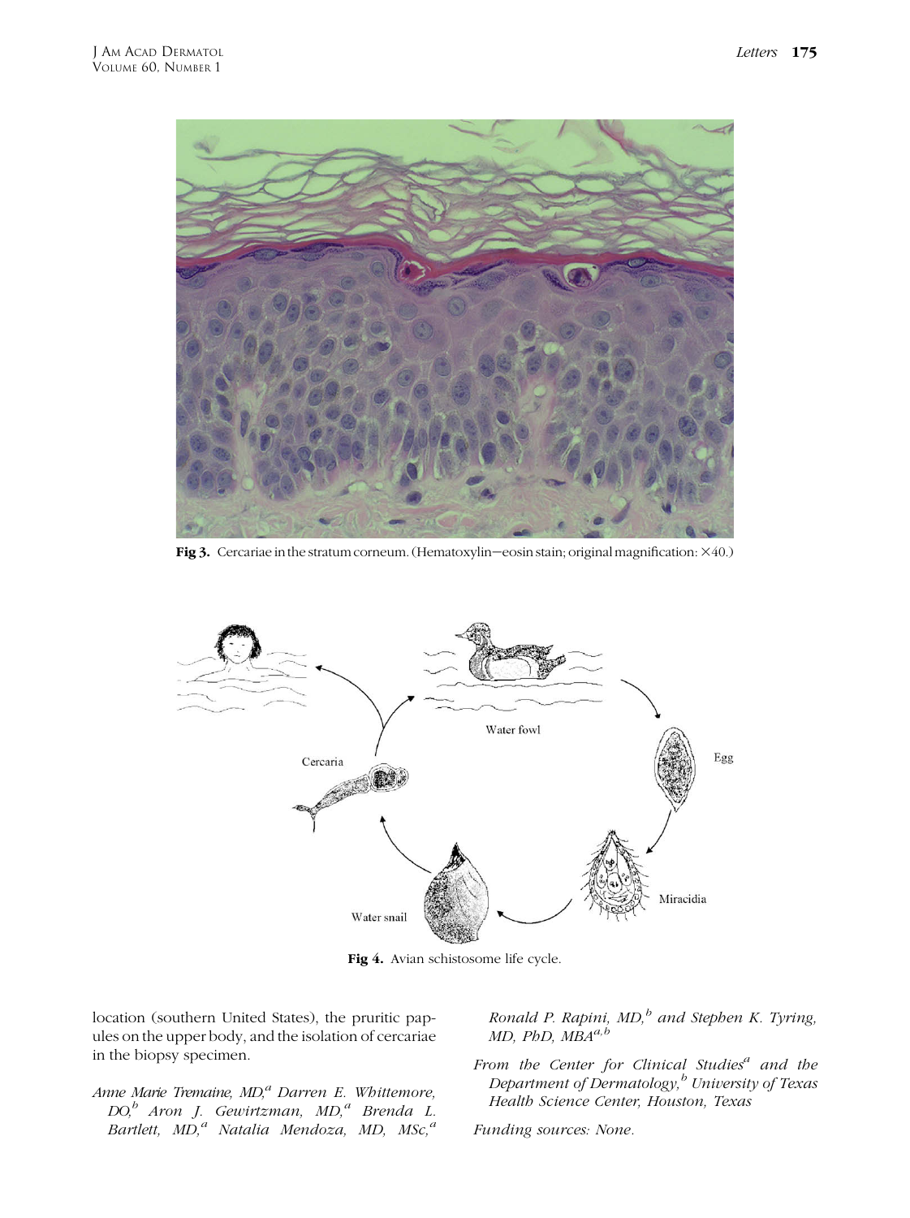Fig 3. Cercariae in the stratum corneum. (Hematoxylin—eosin stain; original magnification: ×40.)

Fig 4. Avian schistosome life cycle.

location (southern United States), the pruritic papules on the upper body, and the isolation of cercariae in the biopsy specimen.

*Anne Marie Tremaine, MD,[a] Darren E. Whittemore, DO,[b] Aron J. Gewirtzman, MD,[a] Brenda L. Bartlett, MD,[a] Natalia Mendoza, MD, MSc,[a] Ronald P. Rapini, MD,[b] and Stephen K. Tyring, MD, PhD, MBA[a,b]*

*From the Center for Clinical Studies[a] and the Department of Dermatology,[b] University of Texas Health Science Center, Houston, Texas*

*Funding sources: None.*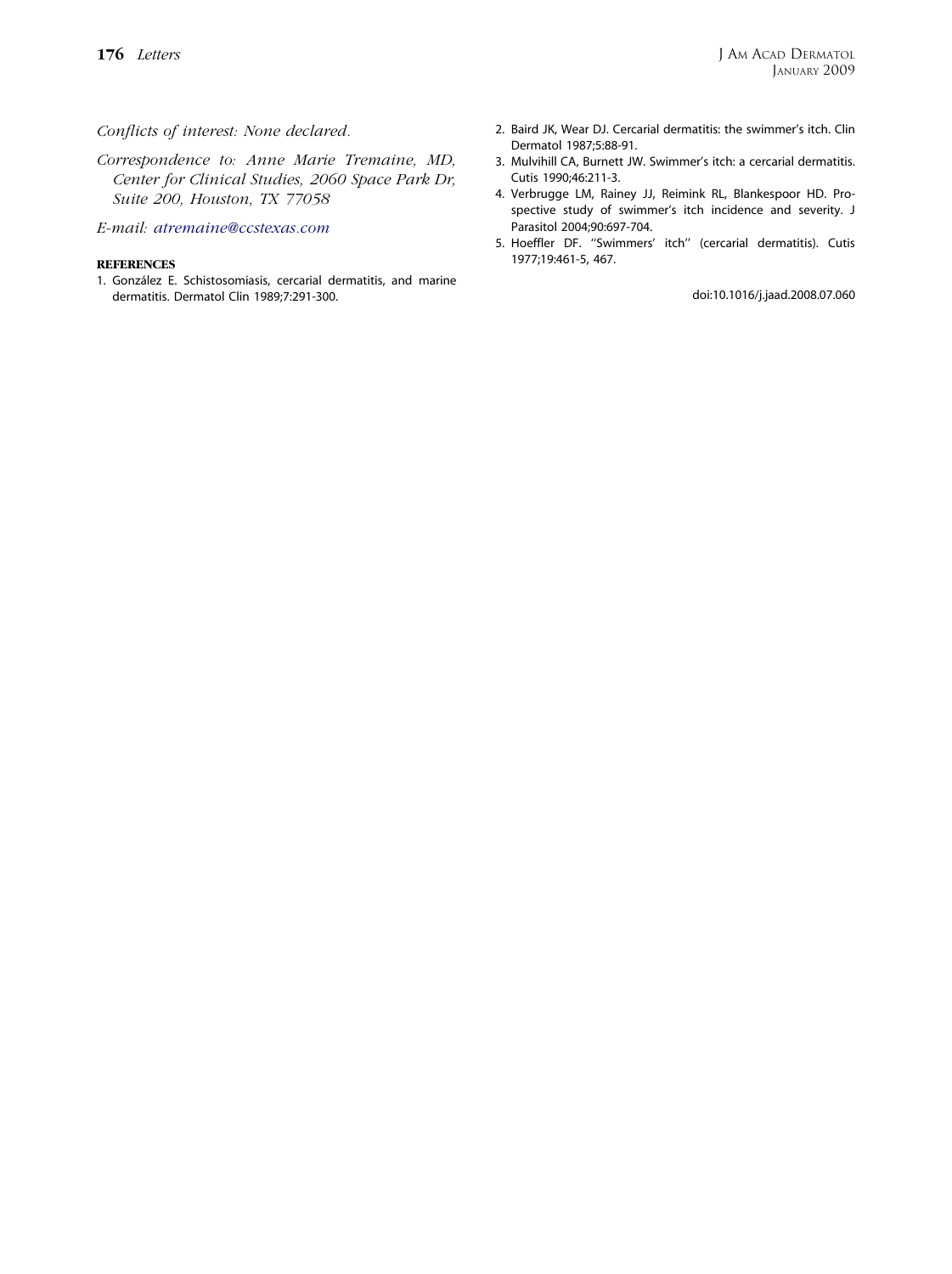*Conflicts of interest: None declared.*

*Correspondence to: Anne Marie Tremaine, MD, Center for Clinical Studies, 2060 Space Park Dr, Suite 200, Houston, TX 77058*

*E-mail: atremaine@ccstexas.com*

### REFERENCES

1. González E. Schistosomiasis, cercarial dermatitis, and marine dermatitis. Dermatol Clin 1989;7:291-300.
2. Baird JK, Wear DJ. Cercarial dermatitis: the swimmer's itch. Clin Dermatol 1987;5:88-91.
3. Mulvihill CA, Burnett JW. Swimmer's itch: a cercarial dermatitis. Cutis 1990;46:211-3.
4. Verbrugge LM, Rainey JJ, Reimink RL, Blankespoor HD. Prospective study of swimmer's itch incidence and severity. J Parasitol 2004;90:697-704.
5. Hoeffler DF. ''Swimmers' itch'' (cercarial dermatitis). Cutis 1977;19:461-5, 467.

doi:10.1016/j.jaad.2008.07.060